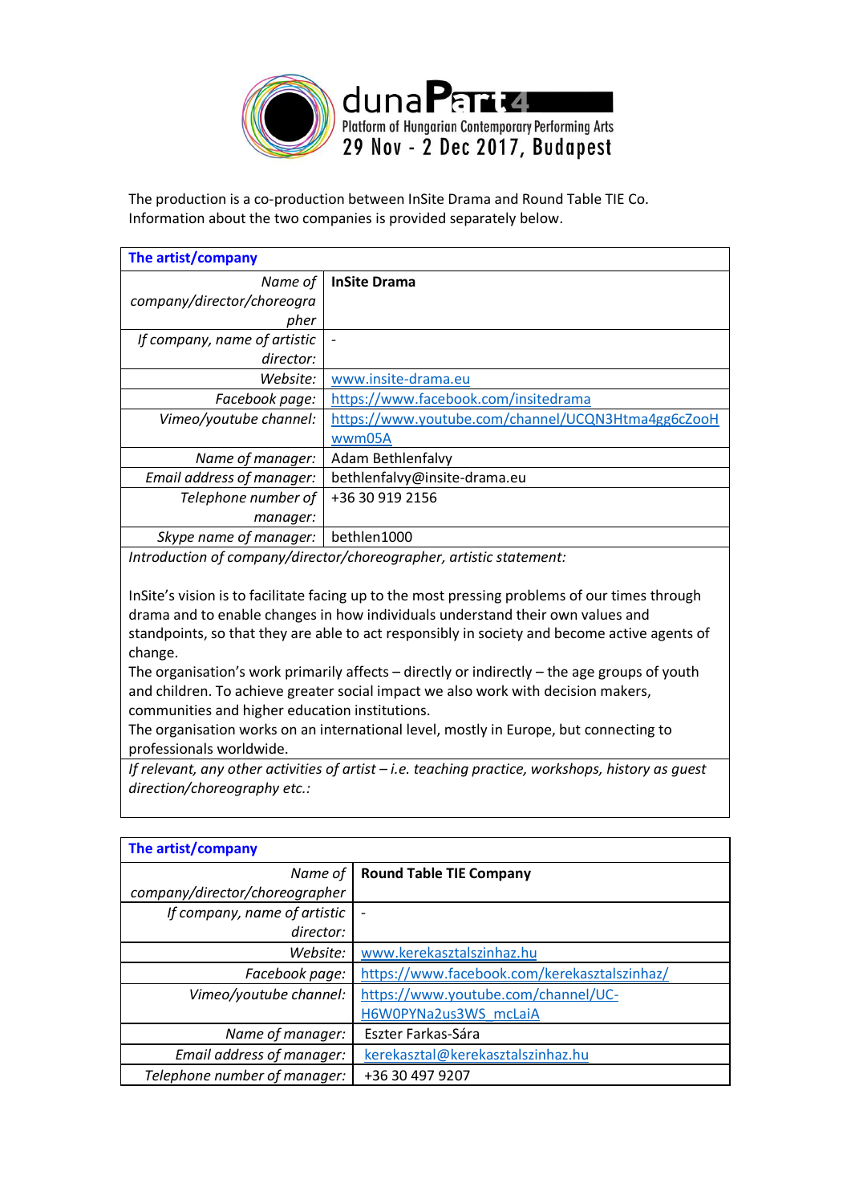dunaPart 4
Platform of Hungarian Contemporary Performing Arts
29 Nov - 2 Dec 2017, Budapest

The production is a co-production between InSite Drama and Round Table TIE Co. Information about the two companies is provided separately below.

| The artist/company | |
|---|---|
| *Name of company/director/choreographer* | **InSite Drama** |
| *If company, name of artistic director:* | - |
| *Website:* | www.insite-drama.eu |
| *Facebook page:* | https://www.facebook.com/insitedrama |
| *Vimeo/youtube channel:* | https://www.youtube.com/channel/UCQN3Htma4gg6cZooHwwm05A |
| *Name of manager:* | Adam Bethlenfalvy |
| *Email address of manager:* | bethlenfalvy@insite-drama.eu |
| *Telephone number of manager:* | +36 30 919 2156 |
| *Skype name of manager:* | bethlen1000 |

*Introduction of company/director/choreographer, artistic statement:*

InSite's vision is to facilitate facing up to the most pressing problems of our times through drama and to enable changes in how individuals understand their own values and standpoints, so that they are able to act responsibly in society and become active agents of change.
The organisation's work primarily affects – directly or indirectly – the age groups of youth and children. To achieve greater social impact we also work with decision makers, communities and higher education institutions.
The organisation works on an international level, mostly in Europe, but connecting to professionals worldwide.

*If relevant, any other activities of artist – i.e. teaching practice, workshops, history as guest direction/choreography etc.:*

| The artist/company | |
|---|---|
| *Name of company/director/choreographer* | **Round Table TIE Company** |
| *If company, name of artistic director:* | - |
| *Website:* | www.kerekasztalszinhaz.hu |
| *Facebook page:* | https://www.facebook.com/kerekasztalszinhaz/ |
| *Vimeo/youtube channel:* | https://www.youtube.com/channel/UC-H6W0PYNa2us3WS_mcLaiA |
| *Name of manager:* | Eszter Farkas-Sára |
| *Email address of manager:* | kerekasztal@kerekasztalszinhaz.hu |
| *Telephone number of manager:* | +36 30 497 9207 |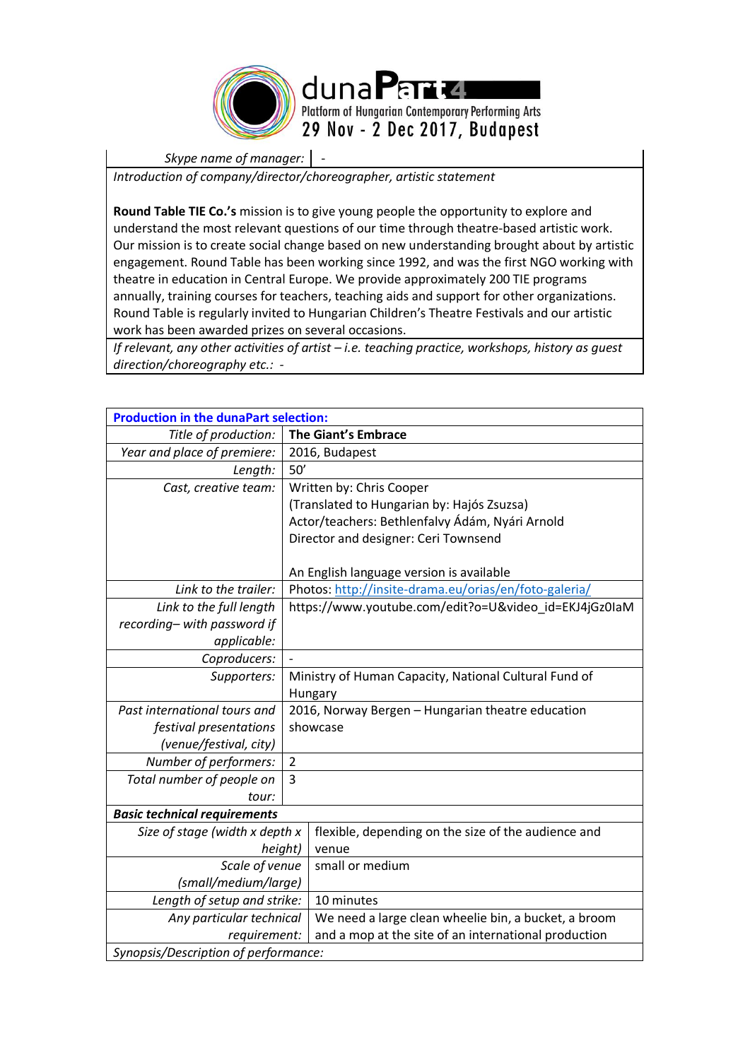| | |
|---|---|
| *Skype name of manager:* | - |

*Introduction of company/director/choreographer, artistic statement*

**Round Table TIE Co.'s** mission is to give young people the opportunity to explore and understand the most relevant questions of our time through theatre-based artistic work. Our mission is to create social change based on new understanding brought about by artistic engagement. Round Table has been working since 1992, and was the first NGO working with theatre in education in Central Europe. We provide approximately 200 TIE programs annually, training courses for teachers, teaching aids and support for other organizations. Round Table is regularly invited to Hungarian Children's Theatre Festivals and our artistic work has been awarded prizes on several occasions.

*If relevant, any other activities of artist – i.e. teaching practice, workshops, history as guest direction/choreography etc.: -*

| **Production in the dunaPart selection:** | |
|---|---|
| *Title of production:* | **The Giant's Embrace** |
| *Year and place of premiere:* | 2016, Budapest |
| *Length:* | 50' |
| *Cast, creative team:* | Written by: Chris Cooper<br>(Translated to Hungarian by: Hajós Zsuzsa)<br>Actor/teachers: Bethlenfalvy Ádám, Nyári Arnold<br>Director and designer: Ceri Townsend<br><br>An English language version is available |
| *Link to the trailer:* | Photos: http://insite-drama.eu/orias/en/foto-galeria/ |
| *Link to the full length recording– with password if applicable:* | https://www.youtube.com/edit?o=U&video_id=EKJ4jGz0IaM |
| *Coproducers:* | - |
| *Supporters:* | Ministry of Human Capacity, National Cultural Fund of Hungary |
| *Past international tours and festival presentations (venue/festival, city)* | 2016, Norway Bergen – Hungarian theatre education showcase |
| *Number of performers:* | 2 |
| *Total number of people on tour:* | 3 |
| ***Basic technical requirements*** | |
| *Size of stage (width x depth x height)* | flexible, depending on the size of the audience and venue |
| *Scale of venue (small/medium/large)* | small or medium |
| *Length of setup and strike:* | 10 minutes |
| *Any particular technical requirement:* | We need a large clean wheelie bin, a bucket, a broom and a mop at the site of an international production |
| *Synopsis/Description of performance:* | |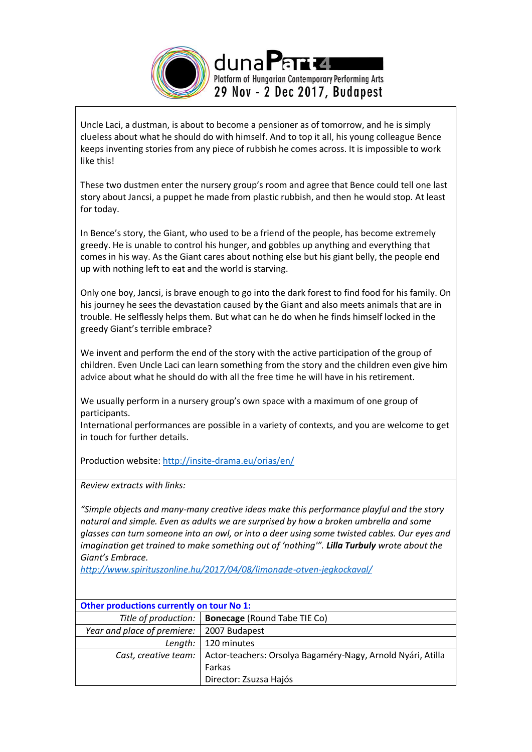Uncle Laci, a dustman, is about to become a pensioner as of tomorrow, and he is simply clueless about what he should do with himself. And to top it all, his young colleague Bence keeps inventing stories from any piece of rubbish he comes across. It is impossible to work like this!

These two dustmen enter the nursery group's room and agree that Bence could tell one last story about Jancsi, a puppet he made from plastic rubbish, and then he would stop. At least for today.

In Bence's story, the Giant, who used to be a friend of the people, has become extremely greedy. He is unable to control his hunger, and gobbles up anything and everything that comes in his way. As the Giant cares about nothing else but his giant belly, the people end up with nothing left to eat and the world is starving.

Only one boy, Jancsi, is brave enough to go into the dark forest to find food for his family. On his journey he sees the devastation caused by the Giant and also meets animals that are in trouble. He selflessly helps them. But what can he do when he finds himself locked in the greedy Giant's terrible embrace?

We invent and perform the end of the story with the active participation of the group of children. Even Uncle Laci can learn something from the story and the children even give him advice about what he should do with all the free time he will have in his retirement.

We usually perform in a nursery group's own space with a maximum of one group of participants.
International performances are possible in a variety of contexts, and you are welcome to get in touch for further details.

Production website: http://insite-drama.eu/orias/en/

*Review extracts with links:*

*"Simple objects and many-many creative ideas make this performance playful and the story natural and simple. Even as adults we are surprised by how a broken umbrella and some glasses can turn someone into an owl, or into a deer using some twisted cables. Our eyes and imagination get trained to make something out of 'nothing'". **Lilla Turbuly** wrote about the Giant's Embrace.*
*http://www.spirituszonline.hu/2017/04/08/limonade-otven-jegkockaval/*

| Other productions currently on tour No 1: | |
|---|---|
| *Title of production:* | **Bonecage** (Round Tabe TIE Co) |
| *Year and place of premiere:* | 2007 Budapest |
| *Length:* | 120 minutes |
| *Cast, creative team:* | Actor-teachers: Orsolya Bagaméry-Nagy, Arnold Nyári, Atilla Farkas<br>Director: Zsuzsa Hajós |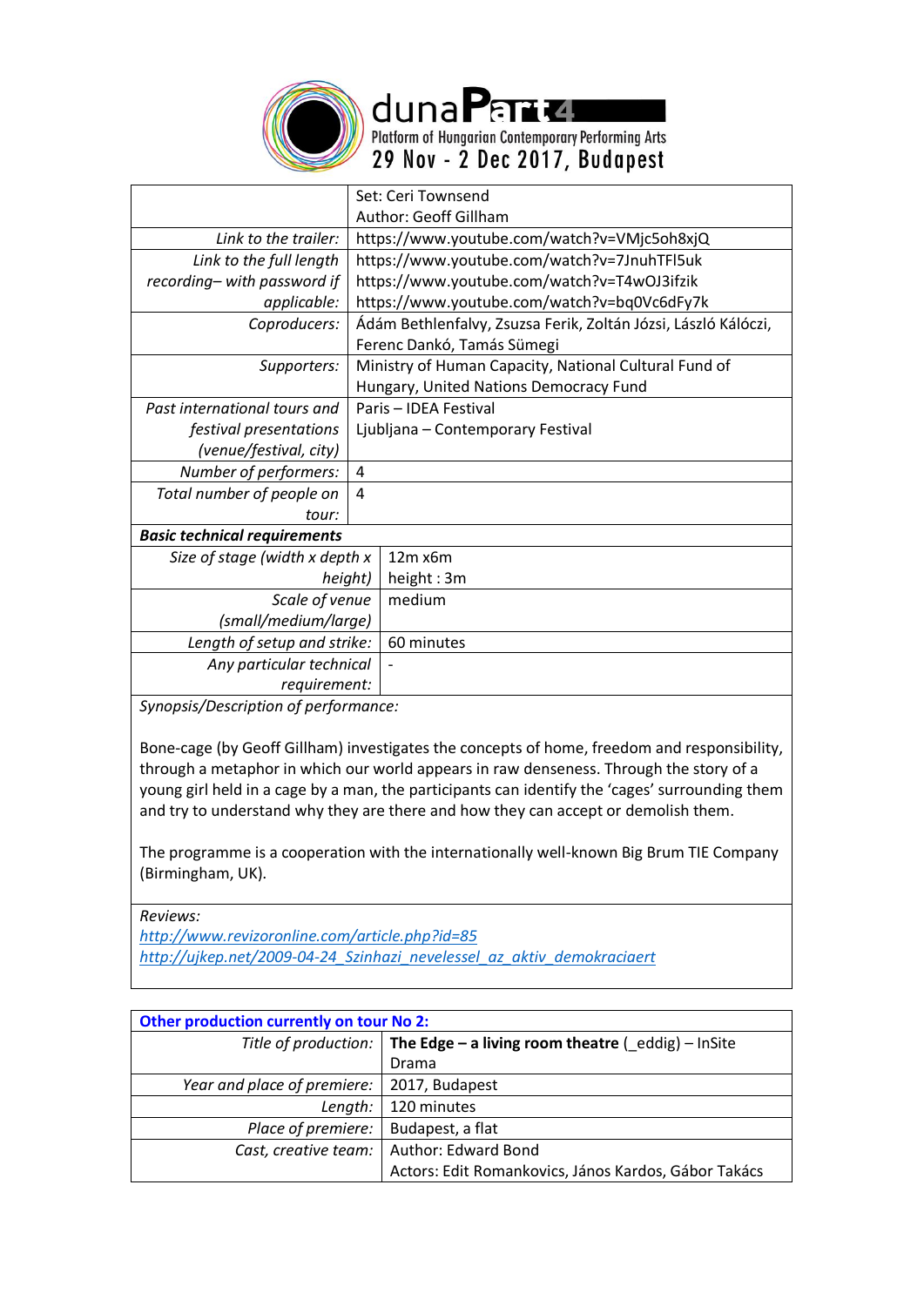# dunaPart4

Platform of Hungarian Contemporary Performing Arts

29 Nov - 2 Dec 2017, Budapest

| | |
|---|---|
| | Set: Ceri Townsend<br>Author: Geoff Gillham |
| *Link to the trailer:* | https://www.youtube.com/watch?v=VMjc5oh8xjQ |
| *Link to the full length recording– with password if applicable:* | https://www.youtube.com/watch?v=7JnuhTFl5uk<br>https://www.youtube.com/watch?v=T4wOJ3ifzik<br>https://www.youtube.com/watch?v=bq0Vc6dFy7k |
| *Coproducers:* | Ádám Bethlenfalvy, Zsuzsa Ferik, Zoltán Józsi, László Kálóczi, Ferenc Dankó, Tamás Sümegi |
| *Supporters:* | Ministry of Human Capacity, National Cultural Fund of Hungary, United Nations Democracy Fund |
| *Past international tours and festival presentations (venue/festival, city)* | Paris – IDEA Festival<br>Ljubljana – Contemporary Festival |
| *Number of performers:* | 4 |
| *Total number of people on tour:* | 4 |
| ***Basic technical requirements*** | |
| *Size of stage (width x depth x height)* | 12m x6m<br>height : 3m |
| *Scale of venue (small/medium/large)* | medium |
| *Length of setup and strike:* | 60 minutes |
| *Any particular technical requirement:* | - |

*Synopsis/Description of performance:*

Bone-cage (by Geoff Gillham) investigates the concepts of home, freedom and responsibility, through a metaphor in which our world appears in raw denseness. Through the story of a young girl held in a cage by a man, the participants can identify the 'cages' surrounding them and try to understand why they are there and how they can accept or demolish them.

The programme is a cooperation with the internationally well-known Big Brum TIE Company (Birmingham, UK).

*Reviews:*

*http://www.revizoronline.com/article.php?id=85*

*http://ujkep.net/2009-04-24_Szinhazi_nevelessel_az_aktiv_demokraciaert*

| **Other production currently on tour No 2:** | |
|---|---|
| *Title of production:* | **The Edge – a living room theatre** (_eddig) – InSite Drama |
| *Year and place of premiere:* | 2017, Budapest |
| *Length:* | 120 minutes |
| *Place of premiere:* | Budapest, a flat |
| *Cast, creative team:* | Author: Edward Bond<br>Actors: Edit Romankovics, János Kardos, Gábor Takács |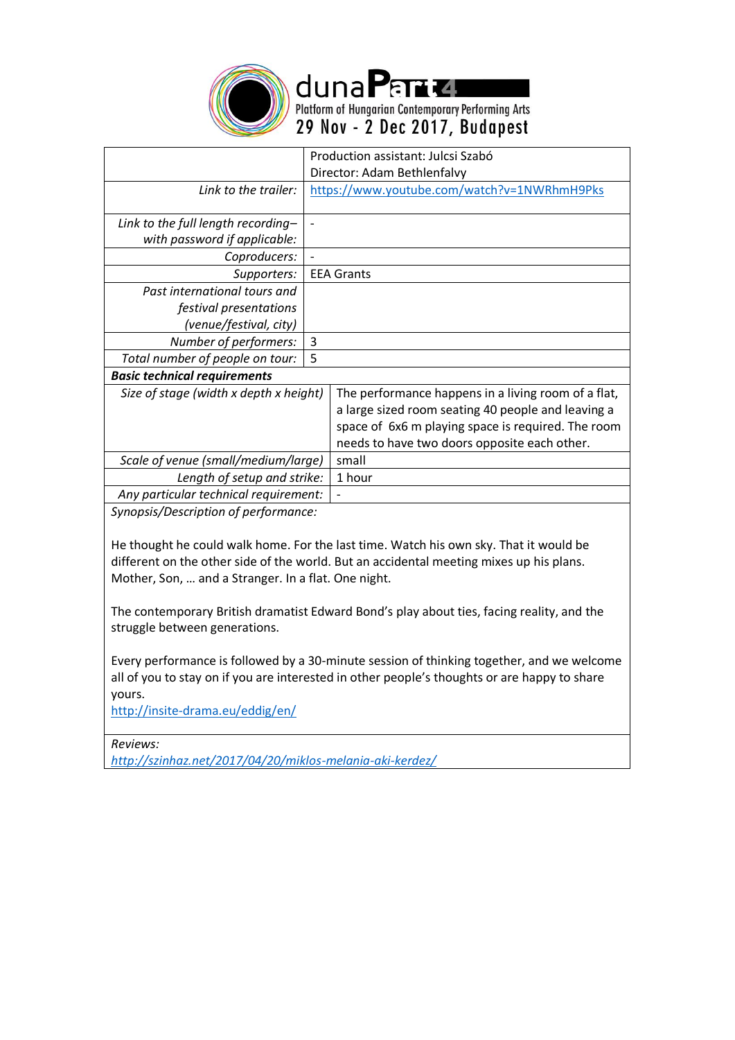| | |
|---|---|
| | Production assistant: Julcsi Szabó<br>Director: Adam Bethlenfalvy |
| *Link to the trailer:* | https://www.youtube.com/watch?v=1NWRhmH9Pks |
| *Link to the full length recording– with password if applicable:* | - |
| *Coproducers:* | - |
| *Supporters:* | EEA Grants |
| *Past international tours and festival presentations (venue/festival, city)* | |
| *Number of performers:* | 3 |
| *Total number of people on tour:* | 5 |
| ***Basic technical requirements*** | |
| *Size of stage (width x depth x height)* | The performance happens in a living room of a flat, a large sized room seating 40 people and leaving a space of 6x6 m playing space is required. The room needs to have two doors opposite each other. |
| *Scale of venue (small/medium/large)* | small |
| *Length of setup and strike:* | 1 hour |
| *Any particular technical requirement:* | - |

*Synopsis/Description of performance:*

He thought he could walk home. For the last time. Watch his own sky. That it would be different on the other side of the world. But an accidental meeting mixes up his plans. Mother, Son, … and a Stranger. In a flat. One night.

The contemporary British dramatist Edward Bond's play about ties, facing reality, and the struggle between generations.

Every performance is followed by a 30-minute session of thinking together, and we welcome all of you to stay on if you are interested in other people's thoughts or are happy to share yours.
http://insite-drama.eu/eddig/en/

*Reviews:*
*http://szinhaz.net/2017/04/20/miklos-melania-aki-kerdez/*